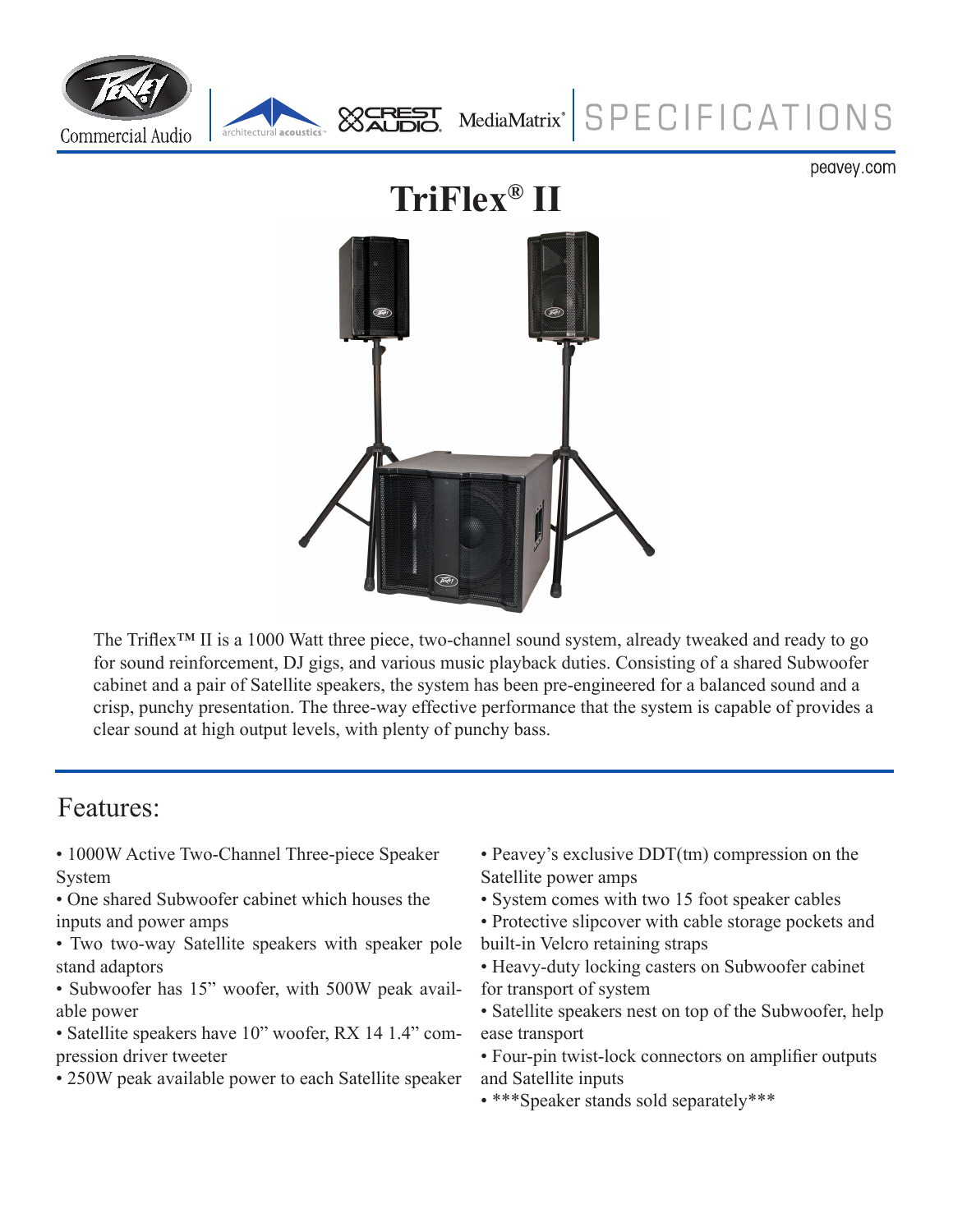# TriFlex® II

The Triflex™ II is a 1000 Watt three piece, two-channel sound system, already tweaked and ready to go for sound reinforcement, DJ gigs, and various music playback duties. Consisting of a shared Subwoofer cabinet and a pair of Satellite speakers, the system has been pre-engineered for a balanced sound and a crisp, punchy presentation. The three-way effective performance that the system is capable of provides a clear sound at high output levels, with plenty of punchy bass.

## Features:

- 1000W Active Two-Channel Three-piece Speaker System
- One shared Subwoofer cabinet which houses the inputs and power amps
- Two two-way Satellite speakers with speaker pole stand adaptors
- Subwoofer has 15" woofer, with 500W peak available power
- Satellite speakers have 10" woofer, RX 14 1.4" compression driver tweeter
- 250W peak available power to each Satellite speaker
- Peavey's exclusive DDT(tm) compression on the Satellite power amps
- System comes with two 15 foot speaker cables
- Protective slipcover with cable storage pockets and built-in Velcro retaining straps
- Heavy-duty locking casters on Subwoofer cabinet for transport of system
- Satellite speakers nest on top of the Subwoofer, help ease transport
- Four-pin twist-lock connectors on amplifier outputs and Satellite inputs
- ***Speaker stands sold separately***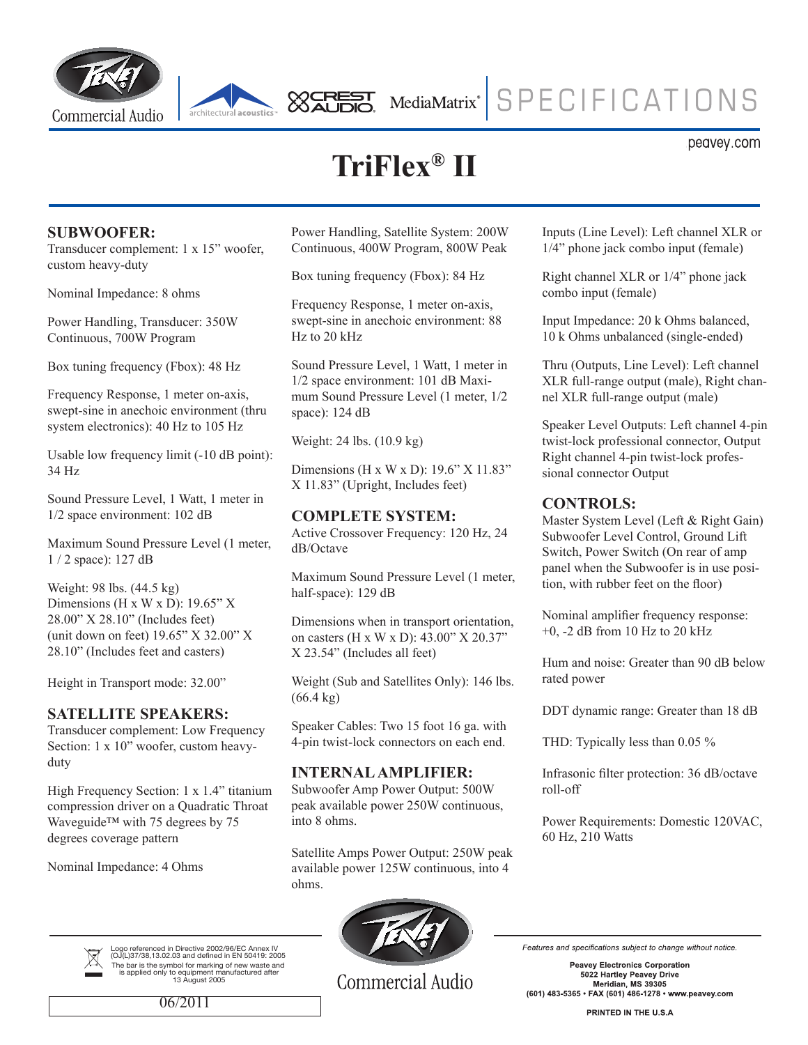# SPECIFICATIONS

peavey.com

# TriFlex® II

## SUBWOOFER:

Transducer complement: 1 x 15" woofer, custom heavy-duty

Nominal Impedance: 8 ohms

Power Handling, Transducer: 350W Continuous, 700W Program

Box tuning frequency (Fbox): 48 Hz

Frequency Response, 1 meter on-axis, swept-sine in anechoic environment (thru system electronics): 40 Hz to 105 Hz

Usable low frequency limit (-10 dB point): 34 Hz

Sound Pressure Level, 1 Watt, 1 meter in 1/2 space environment: 102 dB

Maximum Sound Pressure Level (1 meter, 1 / 2 space): 127 dB

Weight: 98 lbs. (44.5 kg)
Dimensions (H x W x D): 19.65" X 28.00" X 28.10" (Includes feet)
(unit down on feet) 19.65" X 32.00" X 28.10" (Includes feet and casters)

Height in Transport mode: 32.00"

## SATELLITE SPEAKERS:

Transducer complement: Low Frequency Section: 1 x 10" woofer, custom heavy-duty

High Frequency Section: 1 x 1.4" titanium compression driver on a Quadratic Throat Waveguide™ with 75 degrees by 75 degrees coverage pattern

Nominal Impedance: 4 Ohms

Power Handling, Satellite System: 200W Continuous, 400W Program, 800W Peak

Box tuning frequency (Fbox): 84 Hz

Frequency Response, 1 meter on-axis, swept-sine in anechoic environment: 88 Hz to 20 kHz

Sound Pressure Level, 1 Watt, 1 meter in 1/2 space environment: 101 dB Maximum Sound Pressure Level (1 meter, 1/2 space): 124 dB

Weight: 24 lbs. (10.9 kg)

Dimensions (H x W x D): 19.6" X 11.83" X 11.83" (Upright, Includes feet)

## COMPLETE SYSTEM:

Active Crossover Frequency: 120 Hz, 24 dB/Octave

Maximum Sound Pressure Level (1 meter, half-space): 129 dB

Dimensions when in transport orientation, on casters (H x W x D): 43.00" X 20.37" X 23.54" (Includes all feet)

Weight (Sub and Satellites Only): 146 lbs. (66.4 kg)

Speaker Cables: Two 15 foot 16 ga. with 4-pin twist-lock connectors on each end.

## INTERNAL AMPLIFIER:

Subwoofer Amp Power Output: 500W peak available power 250W continuous, into 8 ohms.

Satellite Amps Power Output: 250W peak available power 125W continuous, into 4 ohms.

Inputs (Line Level): Left channel XLR or 1/4" phone jack combo input (female)

Right channel XLR or 1/4" phone jack combo input (female)

Input Impedance: 20 k Ohms balanced, 10 k Ohms unbalanced (single-ended)

Thru (Outputs, Line Level): Left channel XLR full-range output (male), Right channel XLR full-range output (male)

Speaker Level Outputs: Left channel 4-pin twist-lock professional connector, Output Right channel 4-pin twist-lock professional connector Output

## CONTROLS:

Master System Level (Left & Right Gain) Subwoofer Level Control, Ground Lift Switch, Power Switch (On rear of amp panel when the Subwoofer is in use position, with rubber feet on the floor)

Nominal amplifier frequency response: +0, -2 dB from 10 Hz to 20 kHz

Hum and noise: Greater than 90 dB below rated power

DDT dynamic range: Greater than 18 dB

THD: Typically less than 0.05 %

Infrasonic filter protection: 36 dB/octave roll-off

Power Requirements: Domestic 120VAC, 60 Hz, 210 Watts

Logo referenced in Directive 2002/96/EC Annex IV (OJ(L)37/38,13.02.03 and defined in EN 50419: 2005
The bar is the symbol for marking of new waste and is applied only to equipment manufactured after 13 August 2005

06/2011

*Features and specifications subject to change without notice.*

**Peavey Electronics Corporation**
**5022 Hartley Peavey Drive**
**Meridian, MS 39305**
**(601) 483-5365 • FAX (601) 486-1278 • www.peavey.com**

**PRINTED IN THE U.S.A**